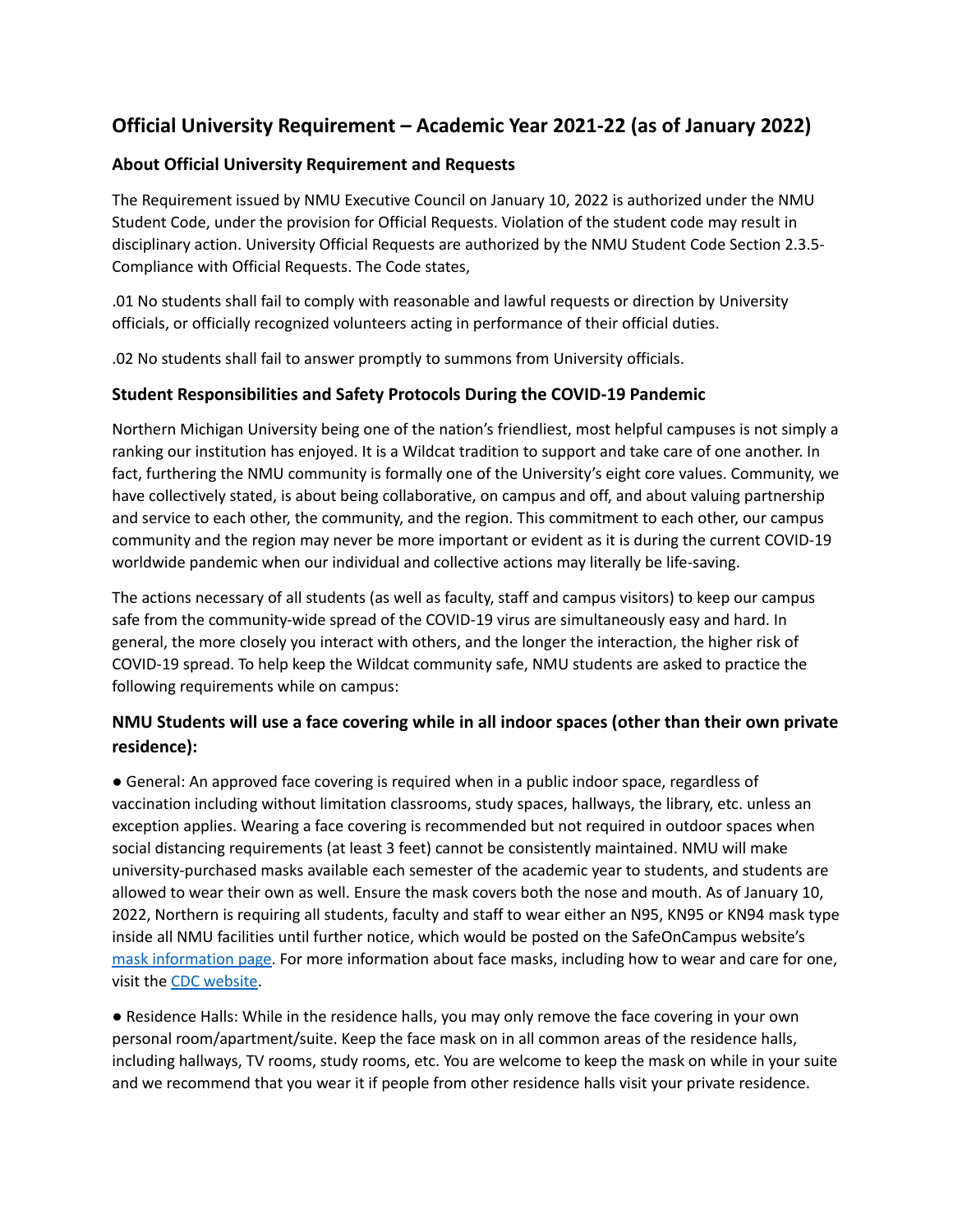# Official University Requirement – Academic Year 2021-22 (as of January 2022)

## About Official University Requirement and Requests

The Requirement issued by NMU Executive Council on January 10, 2022 is authorized under the NMU Student Code, under the provision for Official Requests. Violation of the student code may result in disciplinary action. University Official Requests are authorized by the NMU Student Code Section 2.3.5- Compliance with Official Requests. The Code states,

.01 No students shall fail to comply with reasonable and lawful requests or direction by University officials, or officially recognized volunteers acting in performance of their official duties.

.02 No students shall fail to answer promptly to summons from University officials.

## Student Responsibilities and Safety Protocols During the COVID-19 Pandemic

Northern Michigan University being one of the nation's friendliest, most helpful campuses is not simply a ranking our institution has enjoyed. It is a Wildcat tradition to support and take care of one another. In fact, furthering the NMU community is formally one of the University's eight core values. Community, we have collectively stated, is about being collaborative, on campus and off, and about valuing partnership and service to each other, the community, and the region. This commitment to each other, our campus community and the region may never be more important or evident as it is during the current COVID-19 worldwide pandemic when our individual and collective actions may literally be life-saving.

The actions necessary of all students (as well as faculty, staff and campus visitors) to keep our campus safe from the community-wide spread of the COVID-19 virus are simultaneously easy and hard. In general, the more closely you interact with others, and the longer the interaction, the higher risk of COVID-19 spread. To help keep the Wildcat community safe, NMU students are asked to practice the following requirements while on campus:

## NMU Students will use a face covering while in all indoor spaces (other than their own private residence):

- General: An approved face covering is required when in a public indoor space, regardless of vaccination including without limitation classrooms, study spaces, hallways, the library, etc. unless an exception applies. Wearing a face covering is recommended but not required in outdoor spaces when social distancing requirements (at least 3 feet) cannot be consistently maintained. NMU will make university-purchased masks available each semester of the academic year to students, and students are allowed to wear their own as well. Ensure the mask covers both the nose and mouth. As of January 10, 2022, Northern is requiring all students, faculty and staff to wear either an N95, KN95 or KN94 mask type inside all NMU facilities until further notice, which would be posted on the SafeOnCampus website's mask information page. For more information about face masks, including how to wear and care for one, visit the CDC website.

- Residence Halls: While in the residence halls, you may only remove the face covering in your own personal room/apartment/suite. Keep the face mask on in all common areas of the residence halls, including hallways, TV rooms, study rooms, etc. You are welcome to keep the mask on while in your suite and we recommend that you wear it if people from other residence halls visit your private residence.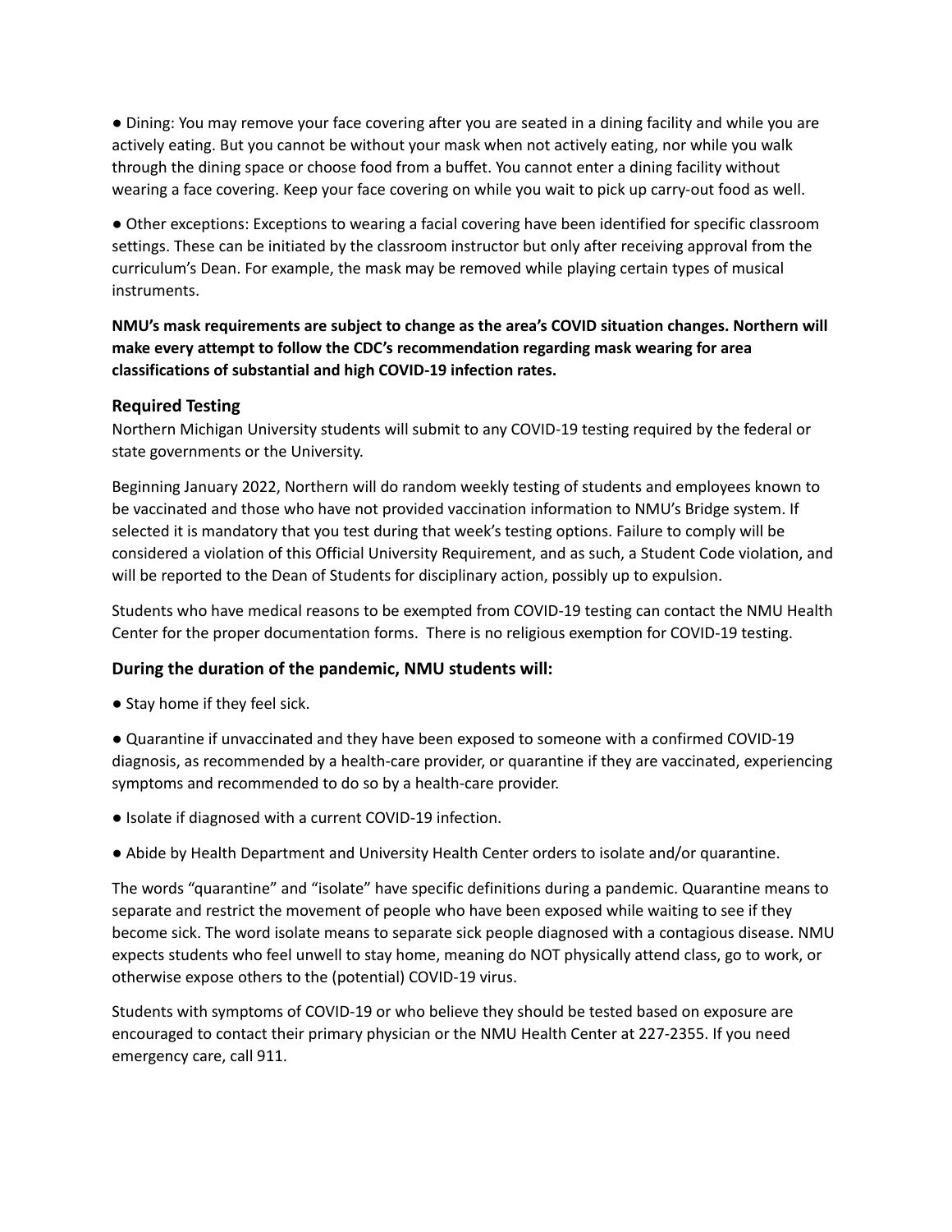● Dining: You may remove your face covering after you are seated in a dining facility and while you are actively eating. But you cannot be without your mask when not actively eating, nor while you walk through the dining space or choose food from a buffet. You cannot enter a dining facility without wearing a face covering. Keep your face covering on while you wait to pick up carry-out food as well.

● Other exceptions: Exceptions to wearing a facial covering have been identified for specific classroom settings. These can be initiated by the classroom instructor but only after receiving approval from the curriculum's Dean. For example, the mask may be removed while playing certain types of musical instruments.

**NMU's mask requirements are subject to change as the area's COVID situation changes. Northern will make every attempt to follow the CDC's recommendation regarding mask wearing for area classifications of substantial and high COVID-19 infection rates.**

### Required Testing

Northern Michigan University students will submit to any COVID-19 testing required by the federal or state governments or the University.

Beginning January 2022, Northern will do random weekly testing of students and employees known to be vaccinated and those who have not provided vaccination information to NMU's Bridge system. If selected it is mandatory that you test during that week's testing options. Failure to comply will be considered a violation of this Official University Requirement, and as such, a Student Code violation, and will be reported to the Dean of Students for disciplinary action, possibly up to expulsion.

Students who have medical reasons to be exempted from COVID-19 testing can contact the NMU Health Center for the proper documentation forms. There is no religious exemption for COVID-19 testing.

### During the duration of the pandemic, NMU students will:

● Stay home if they feel sick.

● Quarantine if unvaccinated and they have been exposed to someone with a confirmed COVID-19 diagnosis, as recommended by a health-care provider, or quarantine if they are vaccinated, experiencing symptoms and recommended to do so by a health-care provider.

● Isolate if diagnosed with a current COVID-19 infection.

● Abide by Health Department and University Health Center orders to isolate and/or quarantine.

The words "quarantine" and "isolate" have specific definitions during a pandemic. Quarantine means to separate and restrict the movement of people who have been exposed while waiting to see if they become sick. The word isolate means to separate sick people diagnosed with a contagious disease. NMU expects students who feel unwell to stay home, meaning do NOT physically attend class, go to work, or otherwise expose others to the (potential) COVID-19 virus.

Students with symptoms of COVID-19 or who believe they should be tested based on exposure are encouraged to contact their primary physician or the NMU Health Center at 227-2355. If you need emergency care, call 911.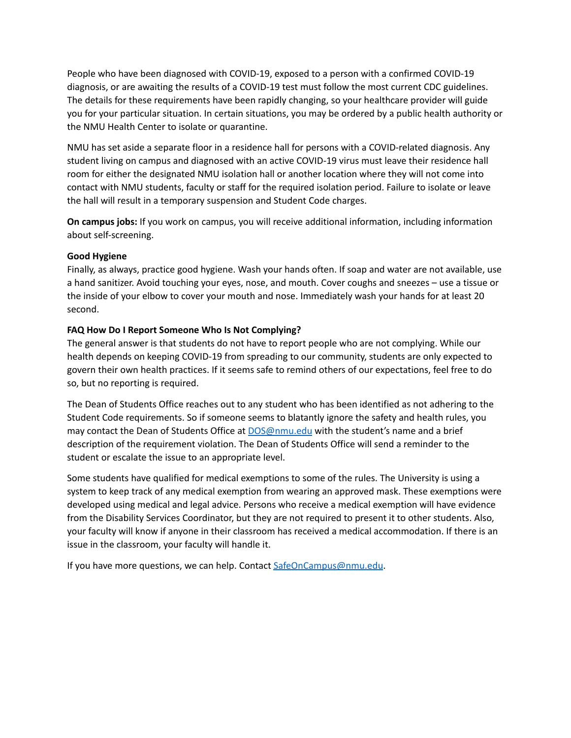People who have been diagnosed with COVID-19, exposed to a person with a confirmed COVID-19 diagnosis, or are awaiting the results of a COVID-19 test must follow the most current CDC guidelines. The details for these requirements have been rapidly changing, so your healthcare provider will guide you for your particular situation. In certain situations, you may be ordered by a public health authority or the NMU Health Center to isolate or quarantine.

NMU has set aside a separate floor in a residence hall for persons with a COVID-related diagnosis. Any student living on campus and diagnosed with an active COVID-19 virus must leave their residence hall room for either the designated NMU isolation hall or another location where they will not come into contact with NMU students, faculty or staff for the required isolation period. Failure to isolate or leave the hall will result in a temporary suspension and Student Code charges.

**On campus jobs:** If you work on campus, you will receive additional information, including information about self-screening.

**Good Hygiene**

Finally, as always, practice good hygiene. Wash your hands often. If soap and water are not available, use a hand sanitizer. Avoid touching your eyes, nose, and mouth. Cover coughs and sneezes – use a tissue or the inside of your elbow to cover your mouth and nose. Immediately wash your hands for at least 20 second.

**FAQ How Do I Report Someone Who Is Not Complying?**

The general answer is that students do not have to report people who are not complying. While our health depends on keeping COVID-19 from spreading to our community, students are only expected to govern their own health practices. If it seems safe to remind others of our expectations, feel free to do so, but no reporting is required.

The Dean of Students Office reaches out to any student who has been identified as not adhering to the Student Code requirements. So if someone seems to blatantly ignore the safety and health rules, you may contact the Dean of Students Office at DOS@nmu.edu with the student's name and a brief description of the requirement violation. The Dean of Students Office will send a reminder to the student or escalate the issue to an appropriate level.

Some students have qualified for medical exemptions to some of the rules. The University is using a system to keep track of any medical exemption from wearing an approved mask. These exemptions were developed using medical and legal advice. Persons who receive a medical exemption will have evidence from the Disability Services Coordinator, but they are not required to present it to other students. Also, your faculty will know if anyone in their classroom has received a medical accommodation. If there is an issue in the classroom, your faculty will handle it.

If you have more questions, we can help. Contact SafeOnCampus@nmu.edu.